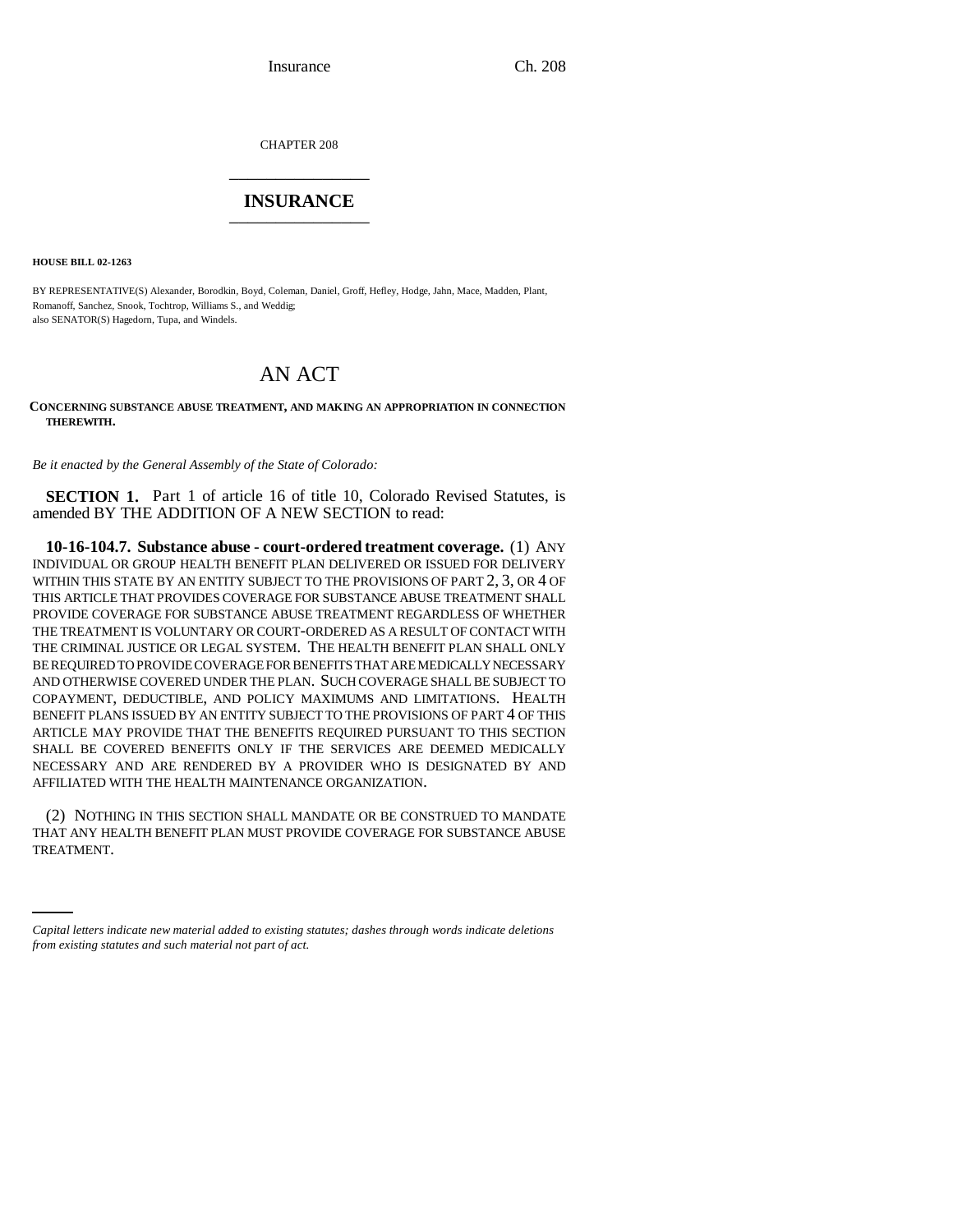CHAPTER 208

# INSURANCE

**HOUSE BILL 02-1263**

BY REPRESENTATIVE(S) Alexander, Borodkin, Boyd, Coleman, Daniel, Groff, Hefley, Hodge, Jahn, Mace, Madden, Plant, Romanoff, Sanchez, Snook, Tochtrop, Williams S., and Weddig;
also SENATOR(S) Hagedorn, Tupa, and Windels.

# AN ACT

**CONCERNING SUBSTANCE ABUSE TREATMENT, AND MAKING AN APPROPRIATION IN CONNECTION THEREWITH.**

*Be it enacted by the General Assembly of the State of Colorado:*

**SECTION 1.** Part 1 of article 16 of title 10, Colorado Revised Statutes, is amended BY THE ADDITION OF A NEW SECTION to read:

**10-16-104.7. Substance abuse - court-ordered treatment coverage.** (1) ANY INDIVIDUAL OR GROUP HEALTH BENEFIT PLAN DELIVERED OR ISSUED FOR DELIVERY WITHIN THIS STATE BY AN ENTITY SUBJECT TO THE PROVISIONS OF PART 2, 3, OR 4 OF THIS ARTICLE THAT PROVIDES COVERAGE FOR SUBSTANCE ABUSE TREATMENT SHALL PROVIDE COVERAGE FOR SUBSTANCE ABUSE TREATMENT REGARDLESS OF WHETHER THE TREATMENT IS VOLUNTARY OR COURT-ORDERED AS A RESULT OF CONTACT WITH THE CRIMINAL JUSTICE OR LEGAL SYSTEM. THE HEALTH BENEFIT PLAN SHALL ONLY BE REQUIRED TO PROVIDE COVERAGE FOR BENEFITS THAT ARE MEDICALLY NECESSARY AND OTHERWISE COVERED UNDER THE PLAN. SUCH COVERAGE SHALL BE SUBJECT TO COPAYMENT, DEDUCTIBLE, AND POLICY MAXIMUMS AND LIMITATIONS. HEALTH BENEFIT PLANS ISSUED BY AN ENTITY SUBJECT TO THE PROVISIONS OF PART 4 OF THIS ARTICLE MAY PROVIDE THAT THE BENEFITS REQUIRED PURSUANT TO THIS SECTION SHALL BE COVERED BENEFITS ONLY IF THE SERVICES ARE DEEMED MEDICALLY NECESSARY AND ARE RENDERED BY A PROVIDER WHO IS DESIGNATED BY AND AFFILIATED WITH THE HEALTH MAINTENANCE ORGANIZATION.

(2) NOTHING IN THIS SECTION SHALL MANDATE OR BE CONSTRUED TO MANDATE THAT ANY HEALTH BENEFIT PLAN MUST PROVIDE COVERAGE FOR SUBSTANCE ABUSE TREATMENT.

*Capital letters indicate new material added to existing statutes; dashes through words indicate deletions from existing statutes and such material not part of act.*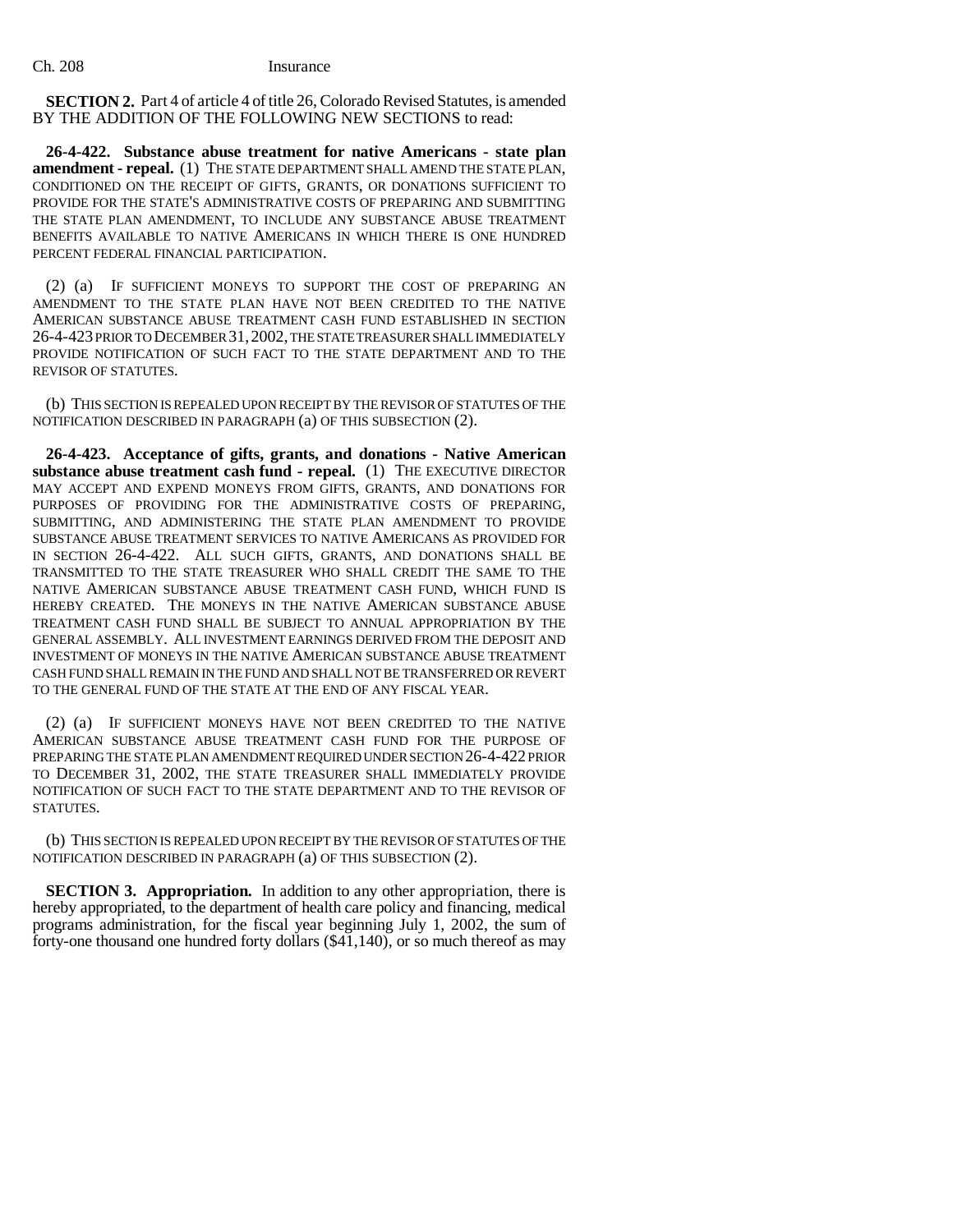**SECTION 2.** Part 4 of article 4 of title 26, Colorado Revised Statutes, is amended BY THE ADDITION OF THE FOLLOWING NEW SECTIONS to read:

**26-4-422. Substance abuse treatment for native Americans - state plan amendment - repeal.** (1) THE STATE DEPARTMENT SHALL AMEND THE STATE PLAN, CONDITIONED ON THE RECEIPT OF GIFTS, GRANTS, OR DONATIONS SUFFICIENT TO PROVIDE FOR THE STATE'S ADMINISTRATIVE COSTS OF PREPARING AND SUBMITTING THE STATE PLAN AMENDMENT, TO INCLUDE ANY SUBSTANCE ABUSE TREATMENT BENEFITS AVAILABLE TO NATIVE AMERICANS IN WHICH THERE IS ONE HUNDRED PERCENT FEDERAL FINANCIAL PARTICIPATION.

(2) (a) IF SUFFICIENT MONEYS TO SUPPORT THE COST OF PREPARING AN AMENDMENT TO THE STATE PLAN HAVE NOT BEEN CREDITED TO THE NATIVE AMERICAN SUBSTANCE ABUSE TREATMENT CASH FUND ESTABLISHED IN SECTION 26-4-423 PRIOR TO DECEMBER 31, 2002, THE STATE TREASURER SHALL IMMEDIATELY PROVIDE NOTIFICATION OF SUCH FACT TO THE STATE DEPARTMENT AND TO THE REVISOR OF STATUTES.

(b) THIS SECTION IS REPEALED UPON RECEIPT BY THE REVISOR OF STATUTES OF THE NOTIFICATION DESCRIBED IN PARAGRAPH (a) OF THIS SUBSECTION (2).

**26-4-423. Acceptance of gifts, grants, and donations - Native American substance abuse treatment cash fund - repeal.** (1) THE EXECUTIVE DIRECTOR MAY ACCEPT AND EXPEND MONEYS FROM GIFTS, GRANTS, AND DONATIONS FOR PURPOSES OF PROVIDING FOR THE ADMINISTRATIVE COSTS OF PREPARING, SUBMITTING, AND ADMINISTERING THE STATE PLAN AMENDMENT TO PROVIDE SUBSTANCE ABUSE TREATMENT SERVICES TO NATIVE AMERICANS AS PROVIDED FOR IN SECTION 26-4-422. ALL SUCH GIFTS, GRANTS, AND DONATIONS SHALL BE TRANSMITTED TO THE STATE TREASURER WHO SHALL CREDIT THE SAME TO THE NATIVE AMERICAN SUBSTANCE ABUSE TREATMENT CASH FUND, WHICH FUND IS HEREBY CREATED. THE MONEYS IN THE NATIVE AMERICAN SUBSTANCE ABUSE TREATMENT CASH FUND SHALL BE SUBJECT TO ANNUAL APPROPRIATION BY THE GENERAL ASSEMBLY. ALL INVESTMENT EARNINGS DERIVED FROM THE DEPOSIT AND INVESTMENT OF MONEYS IN THE NATIVE AMERICAN SUBSTANCE ABUSE TREATMENT CASH FUND SHALL REMAIN IN THE FUND AND SHALL NOT BE TRANSFERRED OR REVERT TO THE GENERAL FUND OF THE STATE AT THE END OF ANY FISCAL YEAR.

(2) (a) IF SUFFICIENT MONEYS HAVE NOT BEEN CREDITED TO THE NATIVE AMERICAN SUBSTANCE ABUSE TREATMENT CASH FUND FOR THE PURPOSE OF PREPARING THE STATE PLAN AMENDMENT REQUIRED UNDER SECTION 26-4-422 PRIOR TO DECEMBER 31, 2002, THE STATE TREASURER SHALL IMMEDIATELY PROVIDE NOTIFICATION OF SUCH FACT TO THE STATE DEPARTMENT AND TO THE REVISOR OF STATUTES.

(b) THIS SECTION IS REPEALED UPON RECEIPT BY THE REVISOR OF STATUTES OF THE NOTIFICATION DESCRIBED IN PARAGRAPH (a) OF THIS SUBSECTION (2).

**SECTION 3. Appropriation.** In addition to any other appropriation, there is hereby appropriated, to the department of health care policy and financing, medical programs administration, for the fiscal year beginning July 1, 2002, the sum of forty-one thousand one hundred forty dollars ($41,140), or so much thereof as may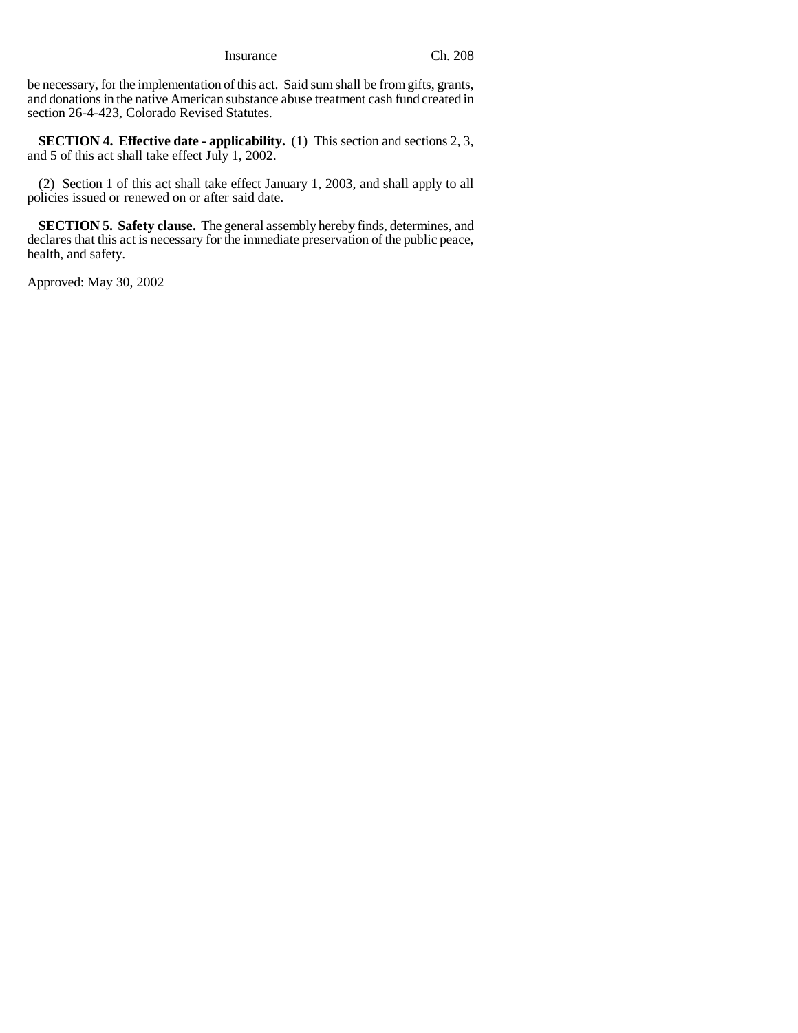be necessary, for the implementation of this act. Said sum shall be from gifts, grants, and donations in the native American substance abuse treatment cash fund created in section 26-4-423, Colorado Revised Statutes.

**SECTION 4. Effective date - applicability.** (1) This section and sections 2, 3, and 5 of this act shall take effect July 1, 2002.

(2) Section 1 of this act shall take effect January 1, 2003, and shall apply to all policies issued or renewed on or after said date.

**SECTION 5. Safety clause.** The general assembly hereby finds, determines, and declares that this act is necessary for the immediate preservation of the public peace, health, and safety.

Approved: May 30, 2002